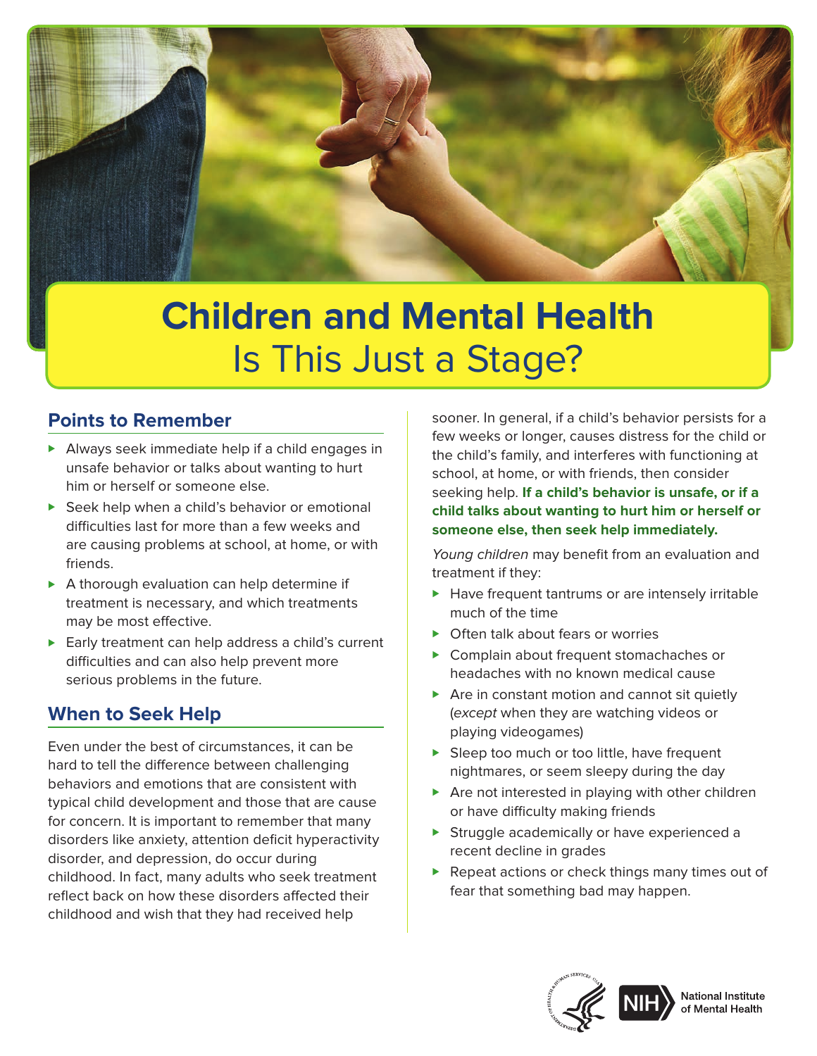# Children and Mental Health

Is This Just a Stage?

## Points to Remember

- Always seek immediate help if a child engages in unsafe behavior or talks about wanting to hurt him or herself or someone else.
- Seek help when a child's behavior or emotional difficulties last for more than a few weeks and are causing problems at school, at home, or with friends.
- A thorough evaluation can help determine if treatment is necessary, and which treatments may be most effective.
- Early treatment can help address a child's current difficulties and can also help prevent more serious problems in the future.

## When to Seek Help

Even under the best of circumstances, it can be hard to tell the difference between challenging behaviors and emotions that are consistent with typical child development and those that are cause for concern. It is important to remember that many disorders like anxiety, attention deficit hyperactivity disorder, and depression, do occur during childhood. In fact, many adults who seek treatment reflect back on how these disorders affected their childhood and wish that they had received help sooner. In general, if a child's behavior persists for a few weeks or longer, causes distress for the child or the child's family, and interferes with functioning at school, at home, or with friends, then consider seeking help. **If a child's behavior is unsafe, or if a child talks about wanting to hurt him or herself or someone else, then seek help immediately.**

*Young children* may benefit from an evaluation and treatment if they:

- Have frequent tantrums or are intensely irritable much of the time
- Often talk about fears or worries
- Complain about frequent stomachaches or headaches with no known medical cause
- Are in constant motion and cannot sit quietly (*except* when they are watching videos or playing videogames)
- Sleep too much or too little, have frequent nightmares, or seem sleepy during the day
- Are not interested in playing with other children or have difficulty making friends
- Struggle academically or have experienced a recent decline in grades
- Repeat actions or check things many times out of fear that something bad may happen.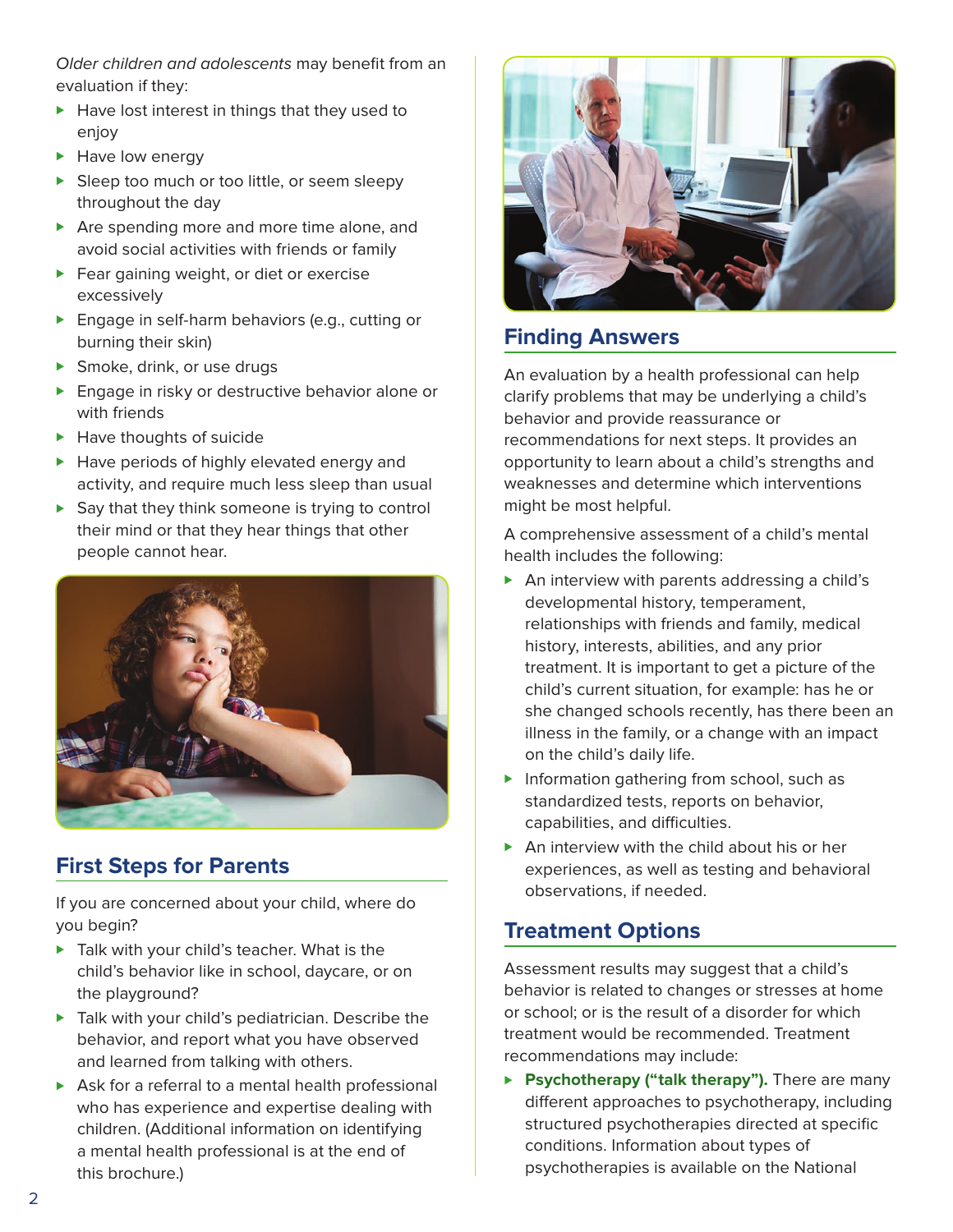*Older children and adolescents* may benefit from an evaluation if they:

- Have lost interest in things that they used to enjoy
- Have low energy
- Sleep too much or too little, or seem sleepy throughout the day
- Are spending more and more time alone, and avoid social activities with friends or family
- Fear gaining weight, or diet or exercise excessively
- Engage in self-harm behaviors (e.g., cutting or burning their skin)
- Smoke, drink, or use drugs
- Engage in risky or destructive behavior alone or with friends
- Have thoughts of suicide
- Have periods of highly elevated energy and activity, and require much less sleep than usual
- Say that they think someone is trying to control their mind or that they hear things that other people cannot hear.

## First Steps for Parents

If you are concerned about your child, where do you begin?

- Talk with your child's teacher. What is the child's behavior like in school, daycare, or on the playground?
- Talk with your child's pediatrician. Describe the behavior, and report what you have observed and learned from talking with others.
- Ask for a referral to a mental health professional who has experience and expertise dealing with children. (Additional information on identifying a mental health professional is at the end of this brochure.)

## Finding Answers

An evaluation by a health professional can help clarify problems that may be underlying a child's behavior and provide reassurance or recommendations for next steps. It provides an opportunity to learn about a child's strengths and weaknesses and determine which interventions might be most helpful.

A comprehensive assessment of a child's mental health includes the following:

- An interview with parents addressing a child's developmental history, temperament, relationships with friends and family, medical history, interests, abilities, and any prior treatment. It is important to get a picture of the child's current situation, for example: has he or she changed schools recently, has there been an illness in the family, or a change with an impact on the child's daily life.
- Information gathering from school, such as standardized tests, reports on behavior, capabilities, and difficulties.
- An interview with the child about his or her experiences, as well as testing and behavioral observations, if needed.

## Treatment Options

Assessment results may suggest that a child's behavior is related to changes or stresses at home or school; or is the result of a disorder for which treatment would be recommended. Treatment recommendations may include:

- **Psychotherapy ("talk therapy").** There are many different approaches to psychotherapy, including structured psychotherapies directed at specific conditions. Information about types of psychotherapies is available on the National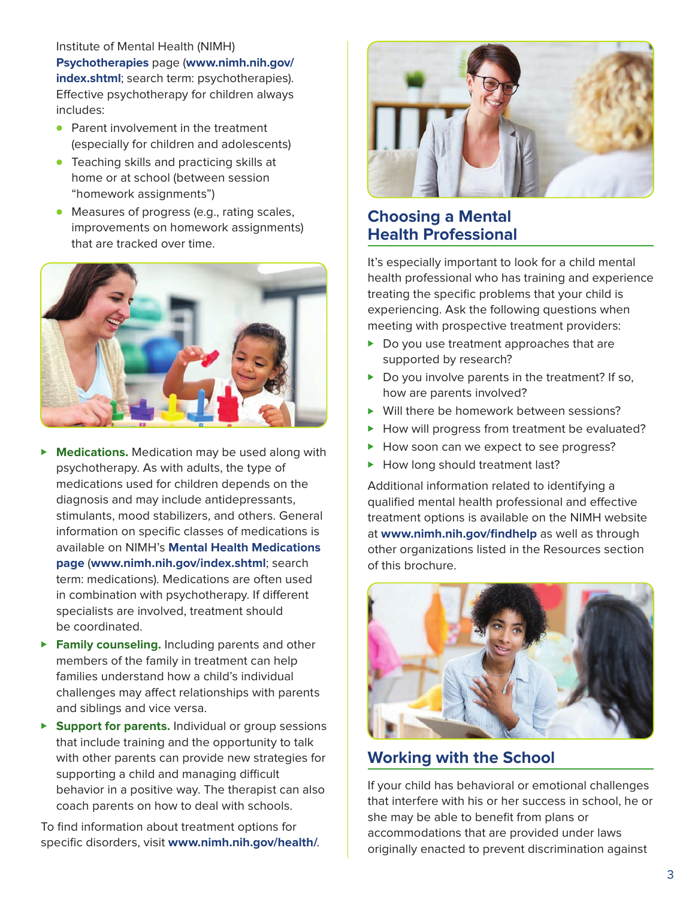Institute of Mental Health (NIMH) **Psychotherapies** page (**www.nimh.nih.gov/index.shtml**; search term: psychotherapies). Effective psychotherapy for children always includes:

- Parent involvement in the treatment (especially for children and adolescents)
- Teaching skills and practicing skills at home or at school (between session "homework assignments")
- Measures of progress (e.g., rating scales, improvements on homework assignments) that are tracked over time.

- **Medications.** Medication may be used along with psychotherapy. As with adults, the type of medications used for children depends on the diagnosis and may include antidepressants, stimulants, mood stabilizers, and others. General information on specific classes of medications is available on NIMH's **Mental Health Medications page** (**www.nimh.nih.gov/index.shtml**; search term: medications). Medications are often used in combination with psychotherapy. If different specialists are involved, treatment should be coordinated.
- **Family counseling.** Including parents and other members of the family in treatment can help families understand how a child's individual challenges may affect relationships with parents and siblings and vice versa.
- **Support for parents.** Individual or group sessions that include training and the opportunity to talk with other parents can provide new strategies for supporting a child and managing difficult behavior in a positive way. The therapist can also coach parents on how to deal with schools.

To find information about treatment options for specific disorders, visit **www.nimh.nih.gov/health/**.

## Choosing a Mental Health Professional

It's especially important to look for a child mental health professional who has training and experience treating the specific problems that your child is experiencing. Ask the following questions when meeting with prospective treatment providers:

- Do you use treatment approaches that are supported by research?
- Do you involve parents in the treatment? If so, how are parents involved?
- Will there be homework between sessions?
- How will progress from treatment be evaluated?
- How soon can we expect to see progress?
- How long should treatment last?

Additional information related to identifying a qualified mental health professional and effective treatment options is available on the NIMH website at **www.nimh.nih.gov/findhelp** as well as through other organizations listed in the Resources section of this brochure.

## Working with the School

If your child has behavioral or emotional challenges that interfere with his or her success in school, he or she may be able to benefit from plans or accommodations that are provided under laws originally enacted to prevent discrimination against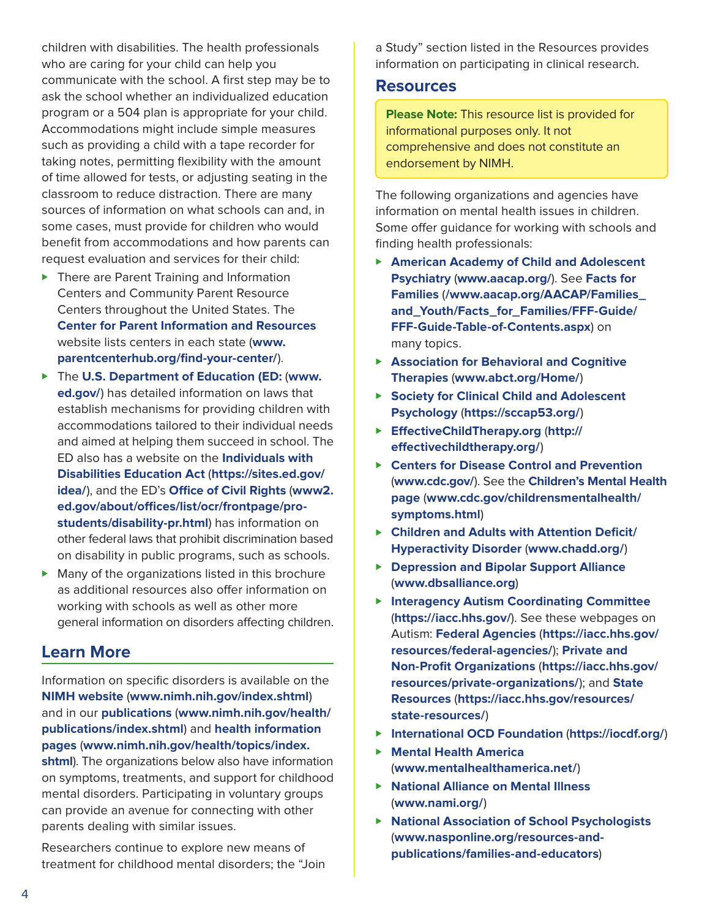children with disabilities. The health professionals who are caring for your child can help you communicate with the school. A first step may be to ask the school whether an individualized education program or a 504 plan is appropriate for your child. Accommodations might include simple measures such as providing a child with a tape recorder for taking notes, permitting flexibility with the amount of time allowed for tests, or adjusting seating in the classroom to reduce distraction. There are many sources of information on what schools can and, in some cases, must provide for children who would benefit from accommodations and how parents can request evaluation and services for their child:

- There are Parent Training and Information Centers and Community Parent Resource Centers throughout the United States. The **Center for Parent Information and Resources** website lists centers in each state (**www.parentcenterhub.org/find-your-center/**).
- The **U.S. Department of Education (ED:** (**www.ed.gov/**) has detailed information on laws that establish mechanisms for providing children with accommodations tailored to their individual needs and aimed at helping them succeed in school. The ED also has a website on the **Individuals with Disabilities Education Act** (**https://sites.ed.gov/idea/**), and the ED's **Office of Civil Rights** (**www2.ed.gov/about/offices/list/ocr/frontpage/pro-students/disability-pr.html**) has information on other federal laws that prohibit discrimination based on disability in public programs, such as schools.
- Many of the organizations listed in this brochure as additional resources also offer information on working with schools as well as other more general information on disorders affecting children.

## Learn More

Information on specific disorders is available on the **NIMH website** (**www.nimh.nih.gov/index.shtml**) and in our **publications** (**www.nimh.nih.gov/health/publications/index.shtml**) and **health information pages** (**www.nimh.nih.gov/health/topics/index.shtml**). The organizations below also have information on symptoms, treatments, and support for childhood mental disorders. Participating in voluntary groups can provide an avenue for connecting with other parents dealing with similar issues.

Researchers continue to explore new means of treatment for childhood mental disorders; the "Join a Study" section listed in the Resources provides information on participating in clinical research.

## Resources

**Please Note:** This resource list is provided for informational purposes only. It not comprehensive and does not constitute an endorsement by NIMH.

The following organizations and agencies have information on mental health issues in children. Some offer guidance for working with schools and finding health professionals:

- **American Academy of Child and Adolescent Psychiatry** (**www.aacap.org/**). See **Facts for Families** (**/www.aacap.org/AACAP/Families_and_Youth/Facts_for_Families/FFF-Guide/FFF-Guide-Table-of-Contents.aspx**) on many topics.
- **Association for Behavioral and Cognitive Therapies** (**www.abct.org/Home/**)
- **Society for Clinical Child and Adolescent Psychology** (**https://sccap53.org/**)
- **EffectiveChildTherapy.org** (**http://effectivechildtherapy.org/**)
- **Centers for Disease Control and Prevention** (**www.cdc.gov/**). See the **Children's Mental Health page** (**www.cdc.gov/childrensmentalhealth/symptoms.html**)
- **Children and Adults with Attention Deficit/Hyperactivity Disorder** (**www.chadd.org/**)
- **Depression and Bipolar Support Alliance** (**www.dbsalliance.org**)
- **Interagency Autism Coordinating Committee** (**https://iacc.hhs.gov/**). See these webpages on Autism: **Federal Agencies** (**https://iacc.hhs.gov/resources/federal-agencies/**); **Private and Non-Profit Organizations** (**https://iacc.hhs.gov/resources/private-organizations/**); and **State Resources** (**https://iacc.hhs.gov/resources/state-resources/**)
- **International OCD Foundation** (**https://iocdf.org/**)
- **Mental Health America** (**www.mentalhealthamerica.net/**)
- **National Alliance on Mental Illness** (**www.nami.org/**)
- **National Association of School Psychologists** (**www.nasponline.org/resources-and-publications/families-and-educators**)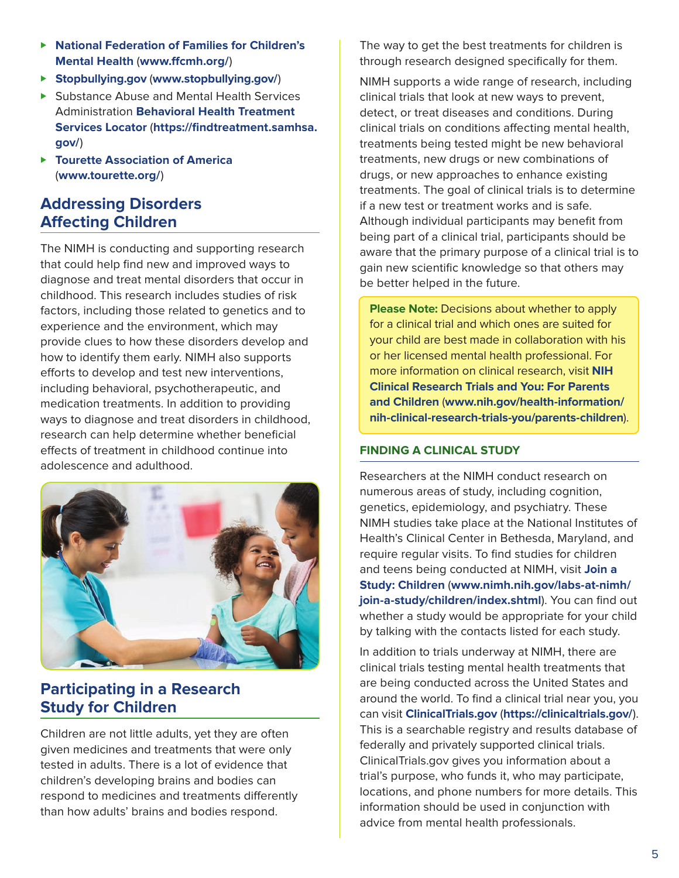- **National Federation of Families for Children's Mental Health** (**www.ffcmh.org/**)
- **Stopbullying.gov** (**www.stopbullying.gov/**)
- Substance Abuse and Mental Health Services Administration **Behavioral Health Treatment Services Locator** (**https://findtreatment.samhsa.gov/**)
- **Tourette Association of America** (**www.tourette.org/**)

## Addressing Disorders Affecting Children

The NIMH is conducting and supporting research that could help find new and improved ways to diagnose and treat mental disorders that occur in childhood. This research includes studies of risk factors, including those related to genetics and to experience and the environment, which may provide clues to how these disorders develop and how to identify them early. NIMH also supports efforts to develop and test new interventions, including behavioral, psychotherapeutic, and medication treatments. In addition to providing ways to diagnose and treat disorders in childhood, research can help determine whether beneficial effects of treatment in childhood continue into adolescence and adulthood.

## Participating in a Research Study for Children

Children are not little adults, yet they are often given medicines and treatments that were only tested in adults. There is a lot of evidence that children's developing brains and bodies can respond to medicines and treatments differently than how adults' brains and bodies respond.

The way to get the best treatments for children is through research designed specifically for them.

NIMH supports a wide range of research, including clinical trials that look at new ways to prevent, detect, or treat diseases and conditions. During clinical trials on conditions affecting mental health, treatments being tested might be new behavioral treatments, new drugs or new combinations of drugs, or new approaches to enhance existing treatments. The goal of clinical trials is to determine if a new test or treatment works and is safe. Although individual participants may benefit from being part of a clinical trial, participants should be aware that the primary purpose of a clinical trial is to gain new scientific knowledge so that others may be better helped in the future.

**Please Note:** Decisions about whether to apply for a clinical trial and which ones are suited for your child are best made in collaboration with his or her licensed mental health professional. For more information on clinical research, visit **NIH Clinical Research Trials and You: For Parents and Children** (**www.nih.gov/health-information/nih-clinical-research-trials-you/parents-children**).

### FINDING A CLINICAL STUDY

Researchers at the NIMH conduct research on numerous areas of study, including cognition, genetics, epidemiology, and psychiatry. These NIMH studies take place at the National Institutes of Health's Clinical Center in Bethesda, Maryland, and require regular visits. To find studies for children and teens being conducted at NIMH, visit **Join a Study: Children** (**www.nimh.nih.gov/labs-at-nimh/join-a-study/children/index.shtml**). You can find out whether a study would be appropriate for your child by talking with the contacts listed for each study.

In addition to trials underway at NIMH, there are clinical trials testing mental health treatments that are being conducted across the United States and around the world. To find a clinical trial near you, you can visit **ClinicalTrials.gov** (**https://clinicaltrials.gov/**). This is a searchable registry and results database of federally and privately supported clinical trials. ClinicalTrials.gov gives you information about a trial's purpose, who funds it, who may participate, locations, and phone numbers for more details. This information should be used in conjunction with advice from mental health professionals.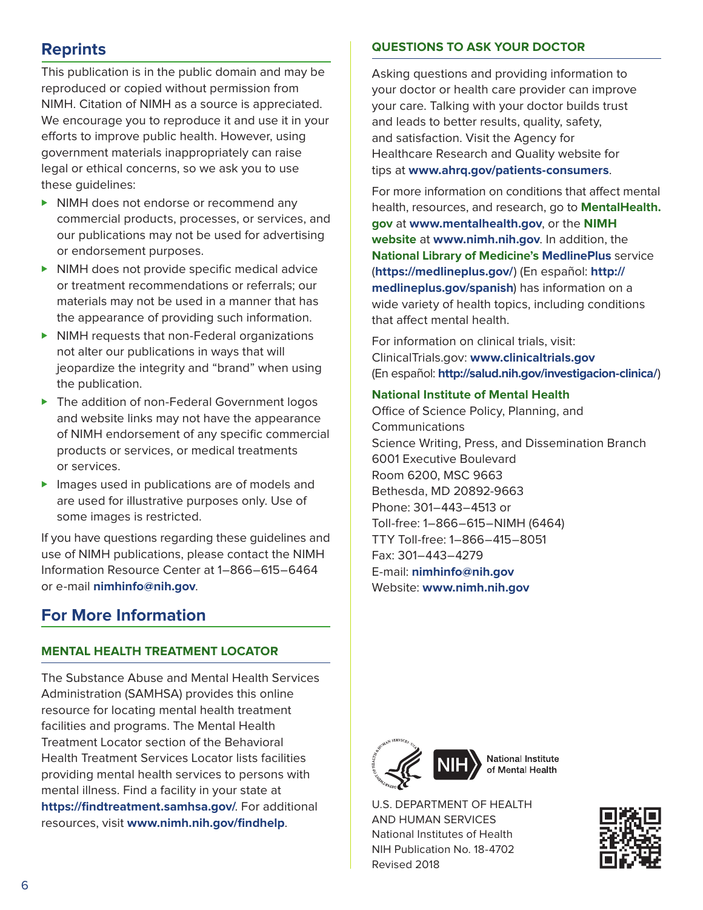## Reprints

This publication is in the public domain and may be reproduced or copied without permission from NIMH. Citation of NIMH as a source is appreciated. We encourage you to reproduce it and use it in your efforts to improve public health. However, using government materials inappropriately can raise legal or ethical concerns, so we ask you to use these guidelines:

- NIMH does not endorse or recommend any commercial products, processes, or services, and our publications may not be used for advertising or endorsement purposes.
- NIMH does not provide specific medical advice or treatment recommendations or referrals; our materials may not be used in a manner that has the appearance of providing such information.
- NIMH requests that non-Federal organizations not alter our publications in ways that will jeopardize the integrity and "brand" when using the publication.
- The addition of non-Federal Government logos and website links may not have the appearance of NIMH endorsement of any specific commercial products or services, or medical treatments or services.
- Images used in publications are of models and are used for illustrative purposes only. Use of some images is restricted.

If you have questions regarding these guidelines and use of NIMH publications, please contact the NIMH Information Resource Center at 1–866–615–6464 or e-mail **nimhinfo@nih.gov**.

## For More Information

### MENTAL HEALTH TREATMENT LOCATOR

The Substance Abuse and Mental Health Services Administration (SAMHSA) provides this online resource for locating mental health treatment facilities and programs. The Mental Health Treatment Locator section of the Behavioral Health Treatment Services Locator lists facilities providing mental health services to persons with mental illness. Find a facility in your state at **https://findtreatment.samhsa.gov/**. For additional resources, visit **www.nimh.nih.gov/findhelp**.

### QUESTIONS TO ASK YOUR DOCTOR

Asking questions and providing information to your doctor or health care provider can improve your care. Talking with your doctor builds trust and leads to better results, quality, safety, and satisfaction. Visit the Agency for Healthcare Research and Quality website for tips at **www.ahrq.gov/patients-consumers**.

For more information on conditions that affect mental health, resources, and research, go to **MentalHealth.gov** at **www.mentalhealth.gov**, or the **NIMH website** at **www.nimh.nih.gov**. In addition, the **National Library of Medicine's MedlinePlus** service (**https://medlineplus.gov/**) (En español: **http://medlineplus.gov/spanish**) has information on a wide variety of health topics, including conditions that affect mental health.

For information on clinical trials, visit:
ClinicalTrials.gov: **www.clinicaltrials.gov**
(En español: **http://salud.nih.gov/investigacion-clinica/**)

**National Institute of Mental Health**
Office of Science Policy, Planning, and Communications
Science Writing, Press, and Dissemination Branch
6001 Executive Boulevard
Room 6200, MSC 9663
Bethesda, MD 20892-9663
Phone: 301–443–4513 or
Toll-free: 1–866–615–NIMH (6464)
TTY Toll-free: 1–866–415–8051
Fax: 301–443–4279
E-mail: **nimhinfo@nih.gov**
Website: **www.nimh.nih.gov**

NIH National Institute of Mental Health

U.S. DEPARTMENT OF HEALTH AND HUMAN SERVICES
National Institutes of Health
NIH Publication No. 18-4702
Revised 2018